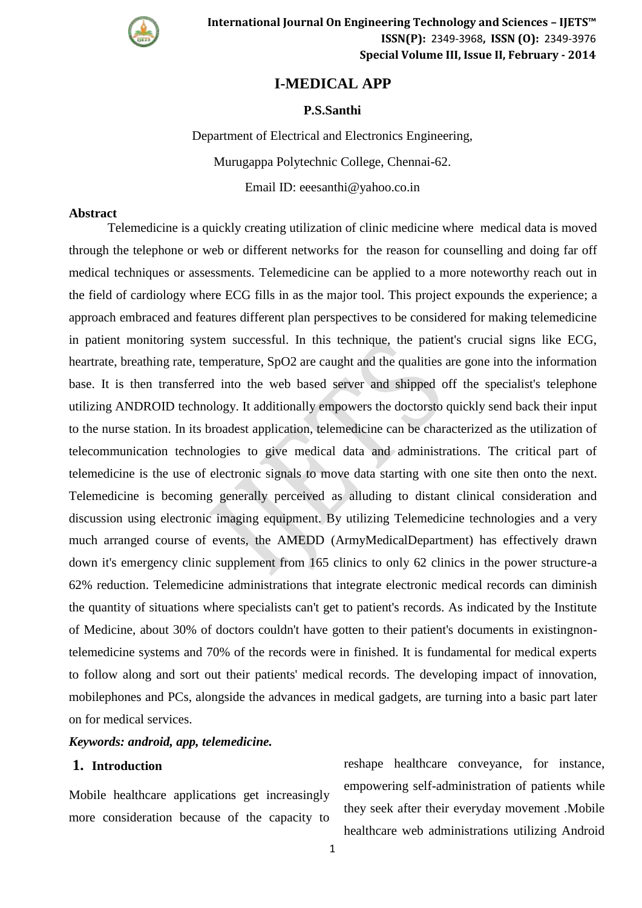# I-MEDICAL APP

**P.S.Santhi**

Department of Electrical and Electronics Engineering,

Murugappa Polytechnic College, Chennai-62.

Email ID: eeesanthi@yahoo.co.in

**Abstract**

Telemedicine is a quickly creating utilization of clinic medicine where medical data is moved through the telephone or web or different networks for the reason for counselling and doing far off medical techniques or assessments. Telemedicine can be applied to a more noteworthy reach out in the field of cardiology where ECG fills in as the major tool. This project expounds the experience; a approach embraced and features different plan perspectives to be considered for making telemedicine in patient monitoring system successful. In this technique, the patient's crucial signs like ECG, heartrate, breathing rate, temperature, SpO2 are caught and the qualities are gone into the information base. It is then transferred into the web based server and shipped off the specialist's telephone utilizing ANDROID technology. It additionally empowers the doctorsto quickly send back their input to the nurse station. In its broadest application, telemedicine can be characterized as the utilization of telecommunication technologies to give medical data and administrations. The critical part of telemedicine is the use of electronic signals to move data starting with one site then onto the next. Telemedicine is becoming generally perceived as alluding to distant clinical consideration and discussion using electronic imaging equipment. By utilizing Telemedicine technologies and a very much arranged course of events, the AMEDD (ArmyMedicalDepartment) has effectively drawn down it's emergency clinic supplement from 165 clinics to only 62 clinics in the power structure-a 62% reduction. Telemedicine administrations that integrate electronic medical records can diminish the quantity of situations where specialists can't get to patient's records. As indicated by the Institute of Medicine, about 30% of doctors couldn't have gotten to their patient's documents in existingnon-telemedicine systems and 70% of the records were in finished. It is fundamental for medical experts to follow along and sort out their patients' medical records. The developing impact of innovation, mobilephones and PCs, alongside the advances in medical gadgets, are turning into a basic part later on for medical services.

***Keywords: android, app, telemedicine.***

## 1. Introduction

Mobile healthcare applications get increasingly more consideration because of the capacity to reshape healthcare conveyance, for instance, empowering self-administration of patients while they seek after their everyday movement .Mobile healthcare web administrations utilizing Android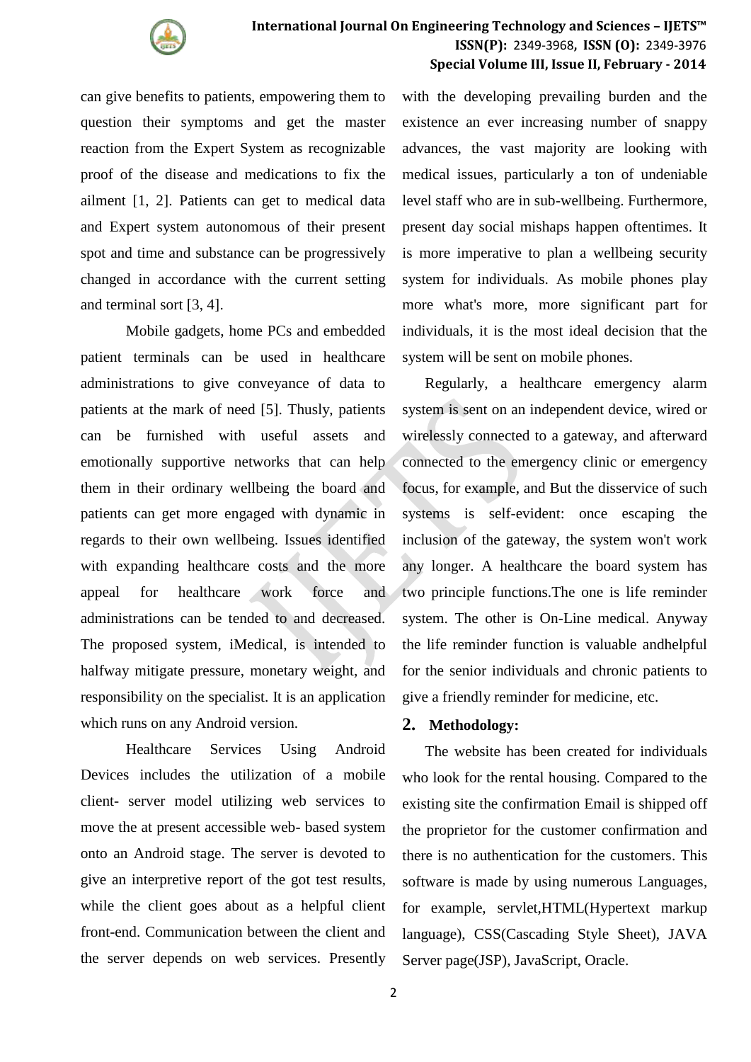can give benefits to patients, empowering them to question their symptoms and get the master reaction from the Expert System as recognizable proof of the disease and medications to fix the ailment [1, 2]. Patients can get to medical data and Expert system autonomous of their present spot and time and substance can be progressively changed in accordance with the current setting and terminal sort [3, 4].

Mobile gadgets, home PCs and embedded patient terminals can be used in healthcare administrations to give conveyance of data to patients at the mark of need [5]. Thusly, patients can be furnished with useful assets and emotionally supportive networks that can help them in their ordinary wellbeing the board and patients can get more engaged with dynamic in regards to their own wellbeing. Issues identified with expanding healthcare costs and the more appeal for healthcare work force and administrations can be tended to and decreased. The proposed system, iMedical, is intended to halfway mitigate pressure, monetary weight, and responsibility on the specialist. It is an application which runs on any Android version.

Healthcare Services Using Android Devices includes the utilization of a mobile client- server model utilizing web services to move the at present accessible web- based system onto an Android stage. The server is devoted to give an interpretive report of the got test results, while the client goes about as a helpful client front-end. Communication between the client and the server depends on web services. Presently with the developing prevailing burden and the existence an ever increasing number of snappy advances, the vast majority are looking with medical issues, particularly a ton of undeniable level staff who are in sub-wellbeing. Furthermore, present day social mishaps happen oftentimes. It is more imperative to plan a wellbeing security system for individuals. As mobile phones play more what's more, more significant part for individuals, it is the most ideal decision that the system will be sent on mobile phones.

Regularly, a healthcare emergency alarm system is sent on an independent device, wired or wirelessly connected to a gateway, and afterward connected to the emergency clinic or emergency focus, for example, and But the disservice of such systems is self-evident: once escaping the inclusion of the gateway, the system won't work any longer. A healthcare the board system has two principle functions.The one is life reminder system. The other is On-Line medical. Anyway the life reminder function is valuable andhelpful for the senior individuals and chronic patients to give a friendly reminder for medicine, etc.

## 2. Methodology:

The website has been created for individuals who look for the rental housing. Compared to the existing site the confirmation Email is shipped off the proprietor for the customer confirmation and there is no authentication for the customers. This software is made by using numerous Languages, for example, servlet,HTML(Hypertext markup language), CSS(Cascading Style Sheet), JAVA Server page(JSP), JavaScript, Oracle.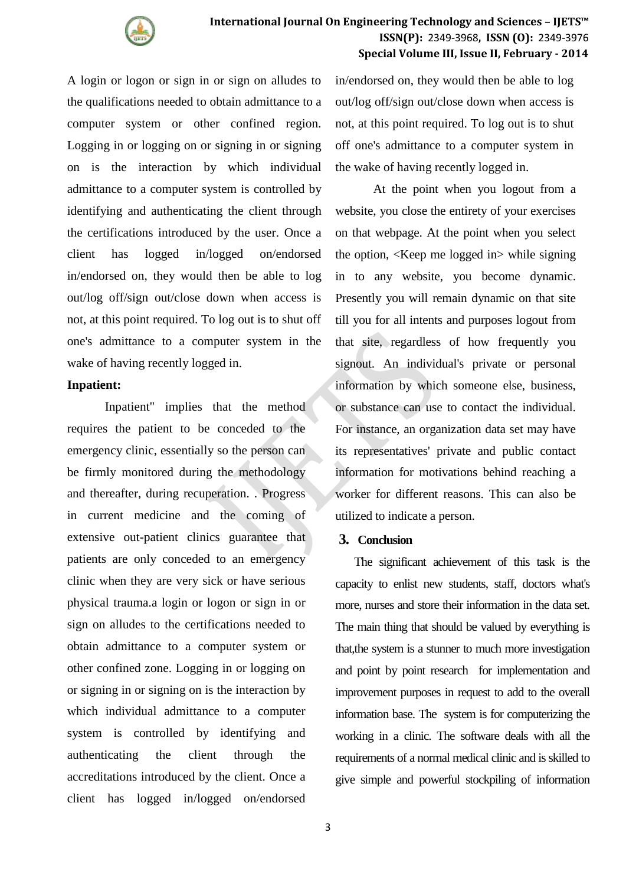A login or logon or sign in or sign on alludes to the qualifications needed to obtain admittance to a computer system or other confined region. Logging in or logging on or signing in or signing on is the interaction by which individual admittance to a computer system is controlled by identifying and authenticating the client through the certifications introduced by the user. Once a client has logged in/logged on/endorsed in/endorsed on, they would then be able to log out/log off/sign out/close down when access is not, at this point required. To log out is to shut off one's admittance to a computer system in the wake of having recently logged in.

**Inpatient:**

Inpatient" implies that the method requires the patient to be conceded to the emergency clinic, essentially so the person can be firmly monitored during the methodology and thereafter, during recuperation. . Progress in current medicine and the coming of extensive out-patient clinics guarantee that patients are only conceded to an emergency clinic when they are very sick or have serious physical trauma.a login or logon or sign in or sign on alludes to the certifications needed to obtain admittance to a computer system or other confined zone. Logging in or logging on or signing in or signing on is the interaction by which individual admittance to a computer system is controlled by identifying and authenticating the client through the accreditations introduced by the client. Once a client has logged in/logged on/endorsed in/endorsed on, they would then be able to log out/log off/sign out/close down when access is not, at this point required. To log out is to shut off one's admittance to a computer system in the wake of having recently logged in.

At the point when you logout from a website, you close the entirety of your exercises on that webpage. At the point when you select the option, <Keep me logged in> while signing in to any website, you become dynamic. Presently you will remain dynamic on that site till you for all intents and purposes logout from that site, regardless of how frequently you signout. An individual's private or personal information by which someone else, business, or substance can use to contact the individual. For instance, an organization data set may have its representatives' private and public contact information for motivations behind reaching a worker for different reasons. This can also be utilized to indicate a person.

## 3. Conclusion

The significant achievement of this task is the capacity to enlist new students, staff, doctors what's more, nurses and store their information in the data set. The main thing that should be valued by everything is that,the system is a stunner to much more investigation and point by point research for implementation and improvement purposes in request to add to the overall information base. The system is for computerizing the working in a clinic. The software deals with all the requirements of a normal medical clinic and is skilled to give simple and powerful stockpiling of information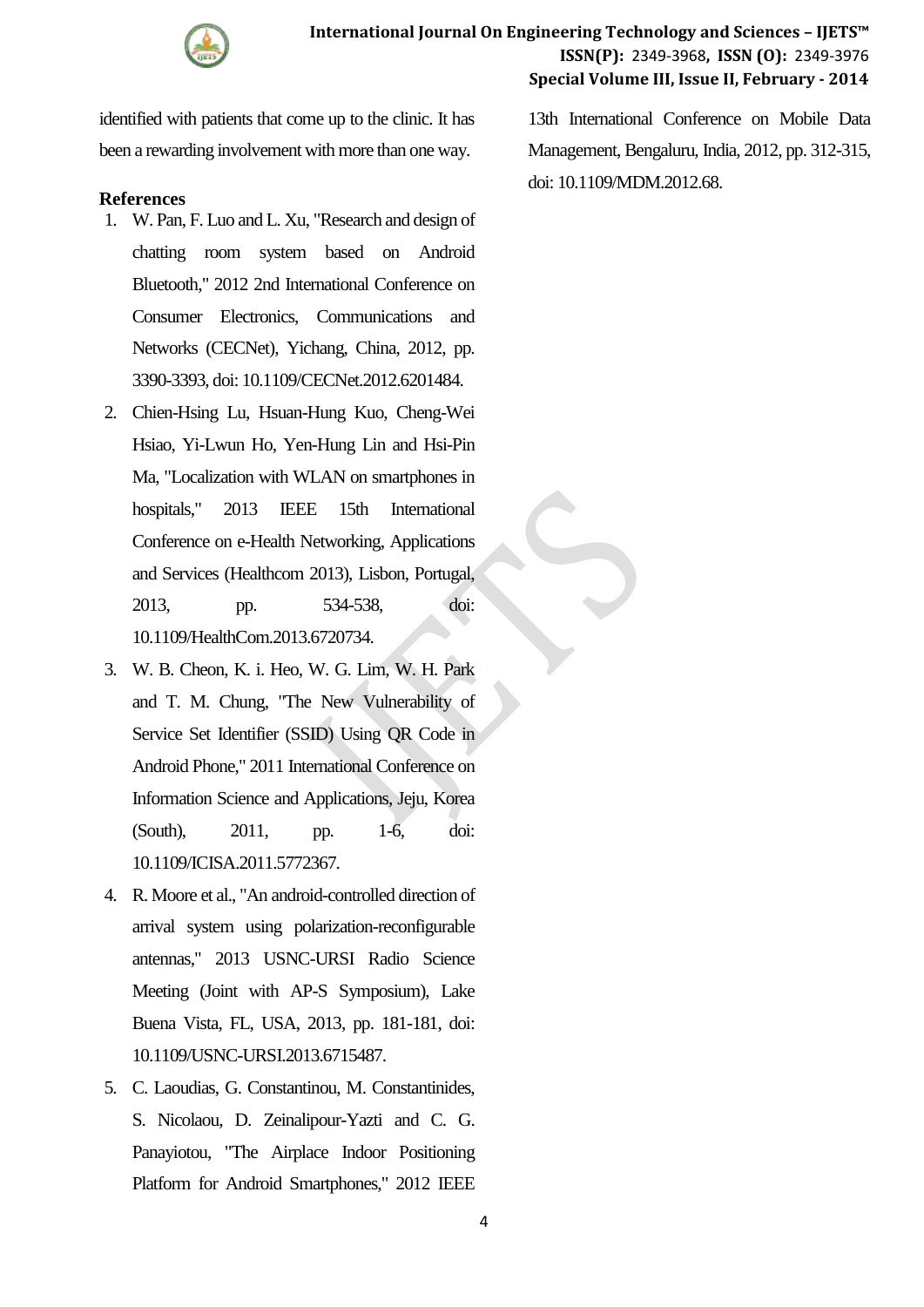identified with patients that come up to the clinic. It has been a rewarding involvement with more than one way.

**References**

1. W. Pan, F. Luo and L. Xu, "Research and design of chatting room system based on Android Bluetooth," 2012 2nd International Conference on Consumer Electronics, Communications and Networks (CECNet), Yichang, China, 2012, pp. 3390-3393, doi: 10.1109/CECNet.2012.6201484.
2. Chien-Hsing Lu, Hsuan-Hung Kuo, Cheng-Wei Hsiao, Yi-Lwun Ho, Yen-Hung Lin and Hsi-Pin Ma, "Localization with WLAN on smartphones in hospitals," 2013 IEEE 15th International Conference on e-Health Networking, Applications and Services (Healthcom 2013), Lisbon, Portugal, 2013, pp. 534-538, doi: 10.1109/HealthCom.2013.6720734.
3. W. B. Cheon, K. i. Heo, W. G. Lim, W. H. Park and T. M. Chung, "The New Vulnerability of Service Set Identifier (SSID) Using QR Code in Android Phone," 2011 International Conference on Information Science and Applications, Jeju, Korea (South), 2011, pp. 1-6, doi: 10.1109/ICISA.2011.5772367.
4. R. Moore et al., "An android-controlled direction of arrival system using polarization-reconfigurable antennas," 2013 USNC-URSI Radio Science Meeting (Joint with AP-S Symposium), Lake Buena Vista, FL, USA, 2013, pp. 181-181, doi: 10.1109/USNC-URSI.2013.6715487.
5. C. Laoudias, G. Constantinou, M. Constantinides, S. Nicolaou, D. Zeinalipour-Yazti and C. G. Panayiotou, "The Airplace Indoor Positioning Platform for Android Smartphones," 2012 IEEE 13th International Conference on Mobile Data Management, Bengaluru, India, 2012, pp. 312-315, doi: 10.1109/MDM.2012.68.